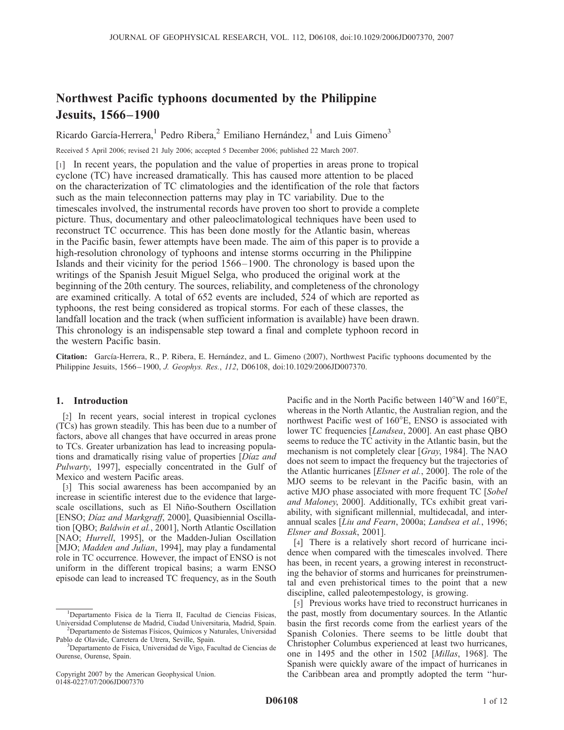# Northwest Pacific typhoons documented by the Philippine Jesuits, 1566–1900

Ricardo García-Herrera,[1] Pedro Ribera,[2] Emiliano Hernández,[1] and Luis Gimeno[3]

Received 5 April 2006; revised 21 July 2006; accepted 5 December 2006; published 22 March 2007.

[1] In recent years, the population and the value of properties in areas prone to tropical cyclone (TC) have increased dramatically. This has caused more attention to be placed on the characterization of TC climatologies and the identification of the role that factors such as the main teleconnection patterns may play in TC variability. Due to the timescales involved, the instrumental records have proven too short to provide a complete picture. Thus, documentary and other paleoclimatological techniques have been used to reconstruct TC occurrence. This has been done mostly for the Atlantic basin, whereas in the Pacific basin, fewer attempts have been made. The aim of this paper is to provide a high-resolution chronology of typhoons and intense storms occurring in the Philippine Islands and their vicinity for the period 1566–1900. The chronology is based upon the writings of the Spanish Jesuit Miguel Selga, who produced the original work at the beginning of the 20th century. The sources, reliability, and completeness of the chronology are examined critically. A total of 652 events are included, 524 of which are reported as typhoons, the rest being considered as tropical storms. For each of these classes, the landfall location and the track (when sufficient information is available) have been drawn. This chronology is an indispensable step toward a final and complete typhoon record in the western Pacific basin.

**Citation:** García-Herrera, R., P. Ribera, E. Hernández, and L. Gimeno (2007), Northwest Pacific typhoons documented by the Philippine Jesuits, 1566–1900, *J. Geophys. Res.*, *112*, D06108, doi:10.1029/2006JD007370.

## 1. Introduction

[2] In recent years, social interest in tropical cyclones (TCs) has grown steadily. This has been due to a number of factors, above all changes that have occurred in areas prone to TCs. Greater urbanization has lead to increasing populations and dramatically rising value of properties [*Díaz and Pulwarty*, 1997], especially concentrated in the Gulf of Mexico and western Pacific areas.

[3] This social awareness has been accompanied by an increase in scientific interest due to the evidence that large-scale oscillations, such as El Niño-Southern Oscillation [ENSO; *Díaz and Markgraff*, 2000], Quasibiennial Oscillation [QBO; *Baldwin et al.*, 2001], North Atlantic Oscillation [NAO; *Hurrell*, 1995], or the Madden-Julian Oscillation [MJO; *Madden and Julian*, 1994], may play a fundamental role in TC occurrence. However, the impact of ENSO is not uniform in the different tropical basins; a warm ENSO episode can lead to increased TC frequency, as in the South Pacific and in the North Pacific between 140°W and 160°E, whereas in the North Atlantic, the Australian region, and the northwest Pacific west of 160°E, ENSO is associated with lower TC frequencies [*Landsea*, 2000]. An east phase QBO seems to reduce the TC activity in the Atlantic basin, but the mechanism is not completely clear [*Gray*, 1984]. The NAO does not seem to impact the frequency but the trajectories of the Atlantic hurricanes [*Elsner et al.*, 2000]. The role of the MJO seems to be relevant in the Pacific basin, with an active MJO phase associated with more frequent TC [*Sobel and Maloney*, 2000]. Additionally, TCs exhibit great variability, with significant millennial, multidecadal, and interannual scales [*Liu and Fearn*, 2000a; *Landsea et al.*, 1996; *Elsner and Bossak*, 2001].

[4] There is a relatively short record of hurricane incidence when compared with the timescales involved. There has been, in recent years, a growing interest in reconstructing the behavior of storms and hurricanes for preinstrumental and even prehistorical times to the point that a new discipline, called paleotempestology, is growing.

[5] Previous works have tried to reconstruct hurricanes in the past, mostly from documentary sources. In the Atlantic basin the first records come from the earliest years of the Spanish Colonies. There seems to be little doubt that Christopher Columbus experienced at least two hurricanes, one in 1495 and the other in 1502 [*Millas*, 1968]. The Spanish were quickly aware of the impact of hurricanes in the Caribbean area and promptly adopted the term "hur-

[1] Departamento Física de la Tierra II, Facultad de Ciencias Físicas, Universidad Complutense de Madrid, Ciudad Universitaria, Madrid, Spain.

[2] Departamento de Sistemas Físicos, Químicos y Naturales, Universidad Pablo de Olavide, Carretera de Utrera, Seville, Spain.

[3] Departamento de Física, Universidad de Vigo, Facultad de Ciencias de Ourense, Ourense, Spain.

Copyright 2007 by the American Geophysical Union.
0148-0227/07/2006JD007370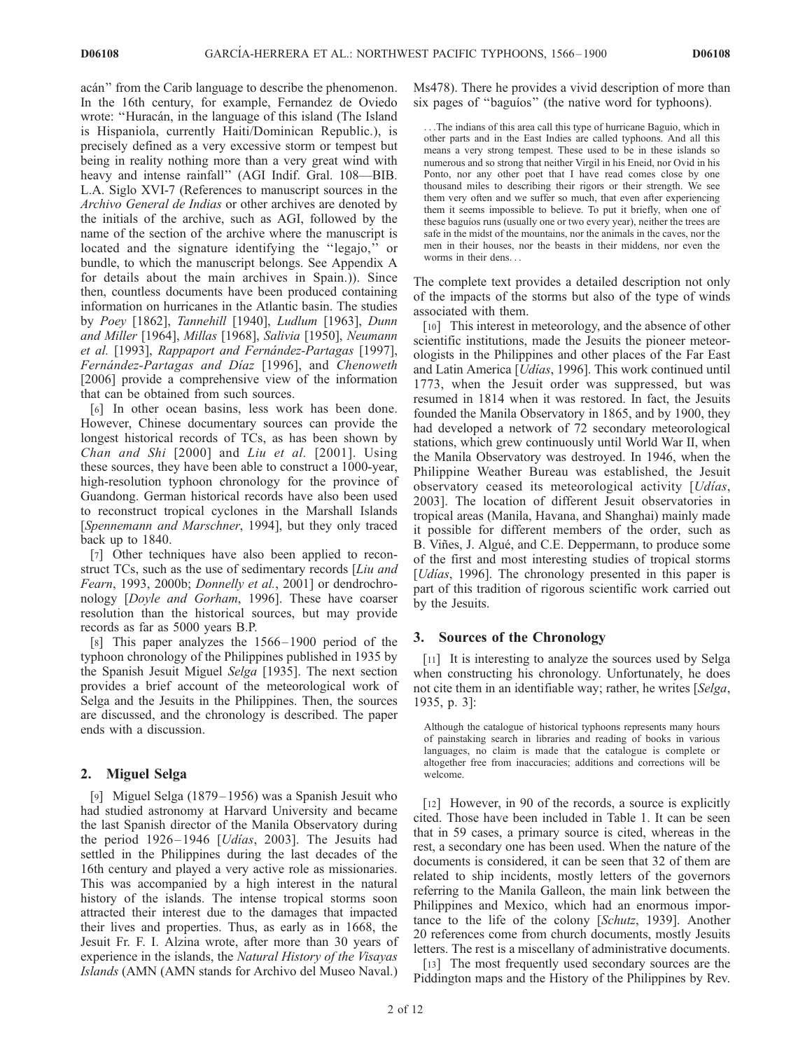acán" from the Carib language to describe the phenomenon. In the 16th century, for example, Fernandez de Oviedo wrote: "Huracán, in the language of this island (The Island is Hispaniola, currently Haiti/Dominican Republic.), is precisely defined as a very excessive storm or tempest but being in reality nothing more than a very great wind with heavy and intense rainfall" (AGI Indif. Gral. 108—BIB. L.A. Siglo XVI-7 (References to manuscript sources in the *Archivo General de Indias* or other archives are denoted by the initials of the archive, such as AGI, followed by the name of the section of the archive where the manuscript is located and the signature identifying the "legajo," or bundle, to which the manuscript belongs. See Appendix A for details about the main archives in Spain.)). Since then, countless documents have been produced containing information on hurricanes in the Atlantic basin. The studies by *Poey* [1862], *Tannehill* [1940], *Ludlum* [1963], *Dunn and Miller* [1964], *Millas* [1968], *Salivia* [1950], *Neumann et al.* [1993], *Rappaport and Fernández-Partagas* [1997], *Fernández-Partagas and Díaz* [1996], and *Chenoweth* [2006] provide a comprehensive view of the information that can be obtained from such sources.

[6] In other ocean basins, less work has been done. However, Chinese documentary sources can provide the longest historical records of TCs, as has been shown by *Chan and Shi* [2000] and *Liu et al.* [2001]. Using these sources, they have been able to construct a 1000-year, high-resolution typhoon chronology for the province of Guandong. German historical records have also been used to reconstruct tropical cyclones in the Marshall Islands [*Spennemann and Marschner*, 1994], but they only traced back up to 1840.

[7] Other techniques have also been applied to reconstruct TCs, such as the use of sedimentary records [*Liu and Fearn*, 1993, 2000b; *Donnelly et al.*, 2001] or dendrochronology [*Doyle and Gorham*, 1996]. These have coarser resolution than the historical sources, but may provide records as far as 5000 years B.P.

[8] This paper analyzes the 1566–1900 period of the typhoon chronology of the Philippines published in 1935 by the Spanish Jesuit Miguel *Selga* [1935]. The next section provides a brief account of the meteorological work of Selga and the Jesuits in the Philippines. Then, the sources are discussed, and the chronology is described. The paper ends with a discussion.

## 2. Miguel Selga

[9] Miguel Selga (1879–1956) was a Spanish Jesuit who had studied astronomy at Harvard University and became the last Spanish director of the Manila Observatory during the period 1926–1946 [*Udías*, 2003]. The Jesuits had settled in the Philippines during the last decades of the 16th century and played a very active role as missionaries. This was accompanied by a high interest in the natural history of the islands. The intense tropical storms soon attracted their interest due to the damages that impacted their lives and properties. Thus, as early as in 1668, the Jesuit Fr. F. I. Alzina wrote, after more than 30 years of experience in the islands, the *Natural History of the Visayas Islands* (AMN (AMN stands for Archivo del Museo Naval.) Ms478). There he provides a vivid description of more than six pages of "baguíos" (the native word for typhoons).

> ...The indians of this area call this type of hurricane Baguio, which in other parts and in the East Indies are called typhoons. And all this means a very strong tempest. These used to be in these islands so numerous and so strong that neither Virgil in his Eneid, nor Ovid in his Ponto, nor any other poet that I have read comes close by one thousand miles to describing their rigors or their strength. We see them very often and we suffer so much, that even after experiencing them it seems impossible to believe. To put it briefly, when one of these baguíos runs (usually one or two every year), neither the trees are safe in the midst of the mountains, nor the animals in the caves, nor the men in their houses, nor the beasts in their middens, nor even the worms in their dens...

The complete text provides a detailed description not only of the impacts of the storms but also of the type of winds associated with them.

[10] This interest in meteorology, and the absence of other scientific institutions, made the Jesuits the pioneer meteorologists in the Philippines and other places of the Far East and Latin America [*Udías*, 1996]. This work continued until 1773, when the Jesuit order was suppressed, but was resumed in 1814 when it was restored. In fact, the Jesuits founded the Manila Observatory in 1865, and by 1900, they had developed a network of 72 secondary meteorological stations, which grew continuously until World War II, when the Manila Observatory was destroyed. In 1946, when the Philippine Weather Bureau was established, the Jesuit observatory ceased its meteorological activity [*Udías*, 2003]. The location of different Jesuit observatories in tropical areas (Manila, Havana, and Shanghai) mainly made it possible for different members of the order, such as B. Viñes, J. Algué, and C.E. Deppermann, to produce some of the first and most interesting studies of tropical storms [*Udías*, 1996]. The chronology presented in this paper is part of this tradition of rigorous scientific work carried out by the Jesuits.

## 3. Sources of the Chronology

[11] It is interesting to analyze the sources used by Selga when constructing his chronology. Unfortunately, he does not cite them in an identifiable way; rather, he writes [*Selga*, 1935, p. 3]:

> Although the catalogue of historical typhoons represents many hours of painstaking search in libraries and reading of books in various languages, no claim is made that the catalogue is complete or altogether free from inaccuracies; additions and corrections will be welcome.

[12] However, in 90 of the records, a source is explicitly cited. Those have been included in Table 1. It can be seen that in 59 cases, a primary source is cited, whereas in the rest, a secondary one has been used. When the nature of the documents is considered, it can be seen that 32 of them are related to ship incidents, mostly letters of the governors referring to the Manila Galleon, the main link between the Philippines and Mexico, which had an enormous importance to the life of the colony [*Schutz*, 1939]. Another 20 references come from church documents, mostly Jesuits letters. The rest is a miscellany of administrative documents.

[13] The most frequently used secondary sources are the Piddington maps and the History of the Philippines by Rev.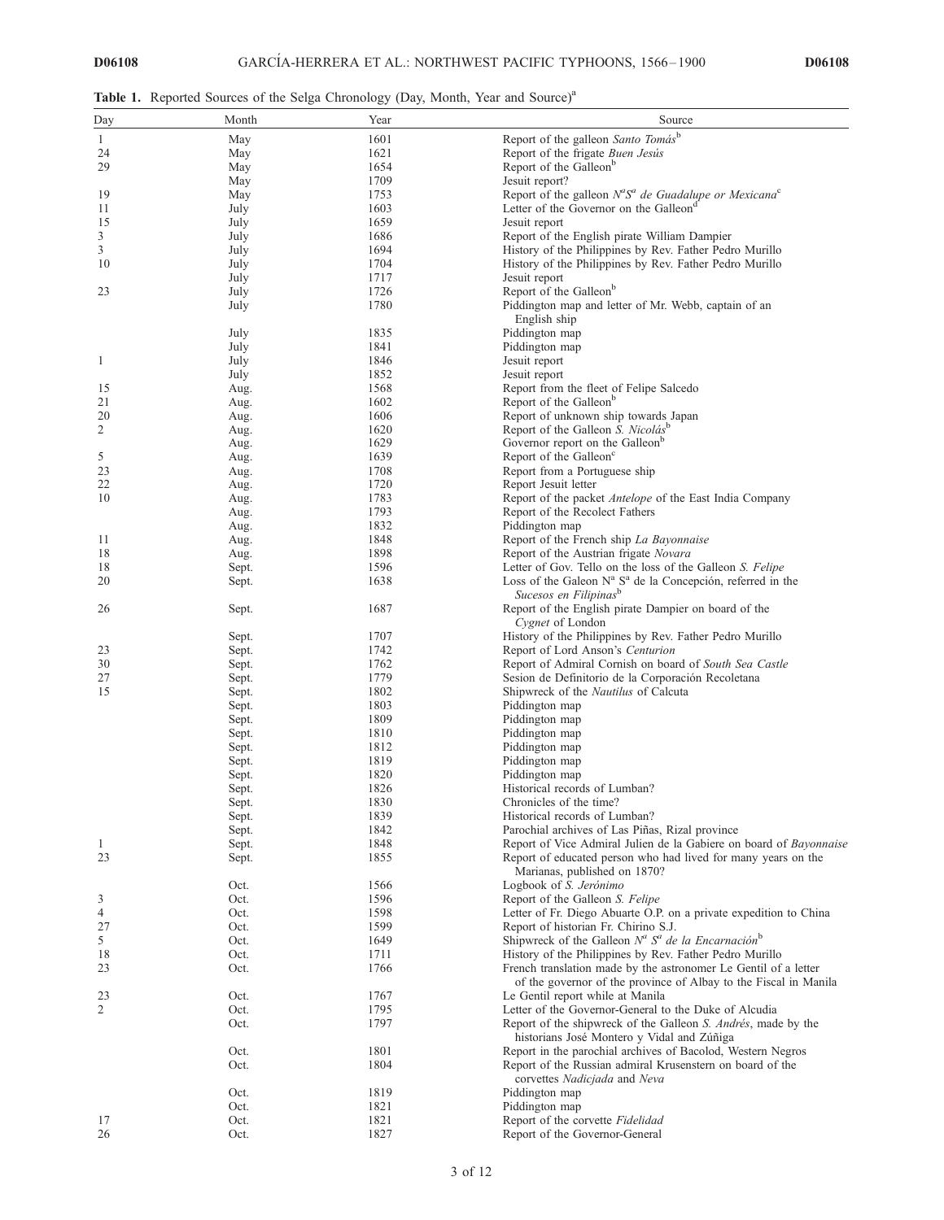**Table 1.** Reported Sources of the Selga Chronology (Day, Month, Year and Source)[a]

| Day | Month | Year | Source |
|---|---|---|---|
| 1 | May | 1601 | Report of the galleon *Santo Tomás*[b] |
| 24 | May | 1621 | Report of the frigate *Buen Jesús* |
| 29 | May | 1654 | Report of the Galleon[b] |
| | May | 1709 | Jesuit report? |
| 19 | May | 1753 | Report of the galleon *Nª Sª de Guadalupe or Mexicana*[c] |
| 11 | July | 1603 | Letter of the Governor on the Galleon[d] |
| 15 | July | 1659 | Jesuit report |
| 3 | July | 1686 | Report of the English pirate William Dampier |
| 3 | July | 1694 | History of the Philippines by Rev. Father Pedro Murillo |
| 10 | July | 1704 | History of the Philippines by Rev. Father Pedro Murillo |
| | July | 1717 | Jesuit report |
| 23 | July | 1726 | Report of the Galleon[b] |
| | July | 1780 | Piddington map and letter of Mr. Webb, captain of an English ship |
| | July | 1835 | Piddington map |
| | July | 1841 | Piddington map |
| 1 | July | 1846 | Jesuit report |
| | July | 1852 | Jesuit report |
| 15 | Aug. | 1568 | Report from the fleet of Felipe Salcedo |
| 21 | Aug. | 1602 | Report of the Galleon[b] |
| 20 | Aug. | 1606 | Report of unknown ship towards Japan |
| 2 | Aug. | 1620 | Report of the Galleon *S. Nicolás*[b] |
| | Aug. | 1629 | Governor report on the Galleon[b] |
| 5 | Aug. | 1639 | Report of the Galleon[c] |
| 23 | Aug. | 1708 | Report from a Portuguese ship |
| 22 | Aug. | 1720 | Report Jesuit letter |
| 10 | Aug. | 1783 | Report of the packet *Antelope* of the East India Company |
| | Aug. | 1793 | Report of the Recolect Fathers |
| | Aug. | 1832 | Piddington map |
| 11 | Aug. | 1848 | Report of the French ship *La Bayonnaise* |
| 18 | Aug. | 1898 | Report of the Austrian frigate *Novara* |
| 18 | Sept. | 1596 | Letter of Gov. Tello on the loss of the Galleon *S. Felipe* |
| 20 | Sept. | 1638 | Loss of the Galeon Nª Sª de la Concepción, referred in the *Sucesos en Filipinas*[b] |
| 26 | Sept. | 1687 | Report of the English pirate Dampier on board of the *Cygnet* of London |
| | Sept. | 1707 | History of the Philippines by Rev. Father Pedro Murillo |
| 23 | Sept. | 1742 | Report of Lord Anson's *Centurion* |
| 30 | Sept. | 1762 | Report of Admiral Cornish on board of *South Sea Castle* |
| 27 | Sept. | 1779 | Sesion de Definitorio de la Corporación Recoletana |
| 15 | Sept. | 1802 | Shipwreck of the *Nautilus* of Calcuta |
| | Sept. | 1803 | Piddington map |
| | Sept. | 1809 | Piddington map |
| | Sept. | 1810 | Piddington map |
| | Sept. | 1812 | Piddington map |
| | Sept. | 1819 | Piddington map |
| | Sept. | 1820 | Piddington map |
| | Sept. | 1826 | Historical records of Lumban? |
| | Sept. | 1830 | Chronicles of the time? |
| | Sept. | 1839 | Historical records of Lumban? |
| | Sept. | 1842 | Parochial archives of Las Piñas, Rizal province |
| 1 | Sept. | 1848 | Report of Vice Admiral Julien de la Gabiere on board of *Bayonnaise* |
| 23 | Sept. | 1855 | Report of educated person who had lived for many years on the Marianas, published on 1870? |
| | Oct. | 1566 | Logbook of *S. Jerónimo* |
| 3 | Oct. | 1596 | Report of the Galleon *S. Felipe* |
| 4 | Oct. | 1598 | Letter of Fr. Diego Abuarte O.P. on a private expedition to China |
| 27 | Oct. | 1599 | Report of historian Fr. Chirino S.J. |
| 5 | Oct. | 1649 | Shipwreck of the Galleon *Nª Sª de la Encarnación*[b] |
| 18 | Oct. | 1711 | History of the Philippines by Rev. Father Pedro Murillo |
| 23 | Oct. | 1766 | French translation made by the astronomer Le Gentil of a letter of the governor of the province of Albay to the Fiscal in Manila |
| 23 | Oct. | 1767 | Le Gentil report while at Manila |
| 2 | Oct. | 1795 | Letter of the Governor-General to the Duke of Alcudia |
| | Oct. | 1797 | Report of the shipwreck of the Galleon *S. Andrés*, made by the historians José Montero y Vidal and Zúñiga |
| | Oct. | 1801 | Report in the parochial archives of Bacolod, Western Negros |
| | Oct. | 1804 | Report of the Russian admiral Krusenstern on board of the corvettes *Nadicjada* and *Neva* |
| | Oct. | 1819 | Piddington map |
| | Oct. | 1821 | Piddington map |
| 17 | Oct. | 1821 | Report of the corvette *Fidelidad* |
| 26 | Oct. | 1827 | Report of the Governor-General |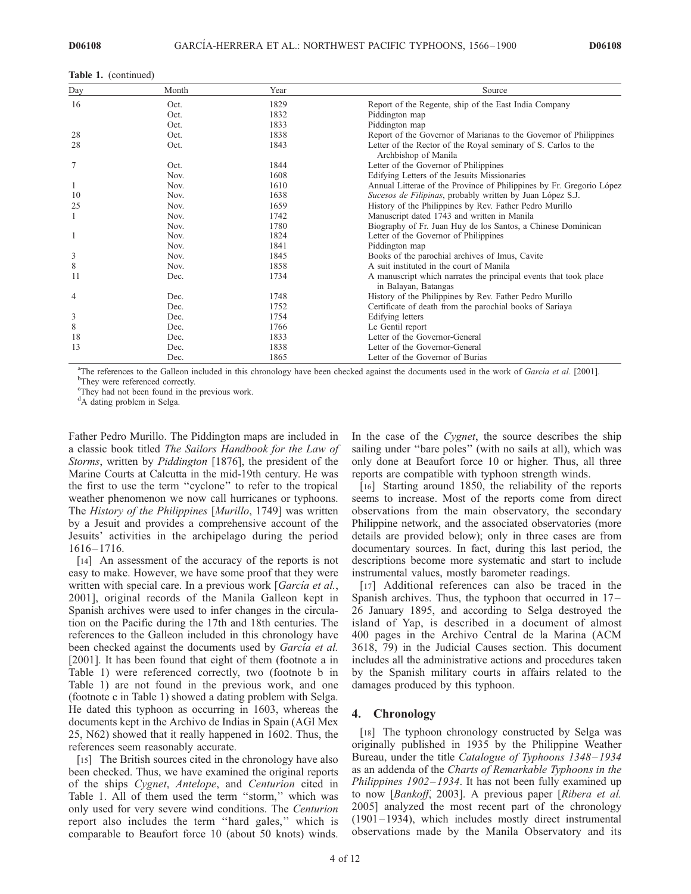**Table 1.** (continued)

| Day | Month | Year | Source |
|---|---|---|---|
| 16 | Oct. | 1829 | Report of the Regente, ship of the East India Company |
| | Oct. | 1832 | Piddington map |
| | Oct. | 1833 | Piddington map |
| 28 | Oct. | 1838 | Report of the Governor of Marianas to the Governor of Philippines |
| 28 | Oct. | 1843 | Letter of the Rector of the Royal seminary of S. Carlos to the Archbishop of Manila |
| 7 | Oct. | 1844 | Letter of the Governor of Philippines |
| | Nov. | 1608 | Edifying Letters of the Jesuits Missionaries |
| 1 | Nov. | 1610 | Annual Litterae of the Province of Philippines by Fr. Gregorio López |
| 10 | Nov. | 1638 | *Sucesos de Filipinas*, probably written by Juan López S.J. |
| 25 | Nov. | 1659 | History of the Philippines by Rev. Father Pedro Murillo |
| 1 | Nov. | 1742 | Manuscript dated 1743 and written in Manila |
| | Nov. | 1780 | Biography of Fr. Juan Huy de los Santos, a Chinese Dominican |
| 1 | Nov. | 1824 | Letter of the Governor of Philippines |
| | Nov. | 1841 | Piddington map |
| 3 | Nov. | 1845 | Books of the parochial archives of Imus, Cavite |
| 8 | Nov. | 1858 | A suit instituted in the court of Manila |
| 11 | Dec. | 1734 | A manuscript which narrates the principal events that took place in Balayan, Batangas |
| 4 | Dec. | 1748 | History of the Philippines by Rev. Father Pedro Murillo |
| | Dec. | 1752 | Certificate of death from the parochial books of Sariaya |
| 3 | Dec. | 1754 | Edifying letters |
| 8 | Dec. | 1766 | Le Gentil report |
| 18 | Dec. | 1833 | Letter of the Governor-General |
| 13 | Dec. | 1838 | Letter of the Governor-General |
| | Dec. | 1865 | Letter of the Governor of Burias |

[a]The references to the Galleon included in this chronology have been checked against the documents used in the work of *García et al.* [2001].
[b]They were referenced correctly.
[c]They had not been found in the previous work.
[d]A dating problem in Selga.

Father Pedro Murillo. The Piddington maps are included in a classic book titled *The Sailors Handbook for the Law of Storms*, written by *Piddington* [1876], the president of the Marine Courts at Calcutta in the mid-19th century. He was the first to use the term ''cyclone'' to refer to the tropical weather phenomenon we now call hurricanes or typhoons. The *History of the Philippines* [*Murillo*, 1749] was written by a Jesuit and provides a comprehensive account of the Jesuits' activities in the archipelago during the period 1616–1716.

[14] An assessment of the accuracy of the reports is not easy to make. However, we have some proof that they were written with special care. In a previous work [*García et al.*, 2001], original records of the Manila Galleon kept in Spanish archives were used to infer changes in the circulation on the Pacific during the 17th and 18th centuries. The references to the Galleon included in this chronology have been checked against the documents used by *García et al.* [2001]. It has been found that eight of them (footnote a in Table 1) were referenced correctly, two (footnote b in Table 1) are not found in the previous work, and one (footnote c in Table 1) showed a dating problem with Selga. He dated this typhoon as occurring in 1603, whereas the documents kept in the Archivo de Indias in Spain (AGI Mex 25, N62) showed that it really happened in 1602. Thus, the references seem reasonably accurate.

[15] The British sources cited in the chronology have also been checked. Thus, we have examined the original reports of the ships *Cygnet*, *Antelope*, and *Centurion* cited in Table 1. All of them used the term ''storm,'' which was only used for very severe wind conditions. The *Centurion* report also includes the term ''hard gales,'' which is comparable to Beaufort force 10 (about 50 knots) winds. In the case of the *Cygnet*, the source describes the ship sailing under ''bare poles'' (with no sails at all), which was only done at Beaufort force 10 or higher. Thus, all three reports are compatible with typhoon strength winds.

[16] Starting around 1850, the reliability of the reports seems to increase. Most of the reports come from direct observations from the main observatory, the secondary Philippine network, and the associated observatories (more details are provided below); only in three cases are from documentary sources. In fact, during this last period, the descriptions become more systematic and start to include instrumental values, mostly barometer readings.

[17] Additional references can also be traced in the Spanish archives. Thus, the typhoon that occurred in 17–26 January 1895, and according to Selga destroyed the island of Yap, is described in a document of almost 400 pages in the Archivo Central de la Marina (ACM 3618, 79) in the Judicial Causes section. This document includes all the administrative actions and procedures taken by the Spanish military courts in affairs related to the damages produced by this typhoon.

## 4. Chronology

[18] The typhoon chronology constructed by Selga was originally published in 1935 by the Philippine Weather Bureau, under the title *Catalogue of Typhoons 1348–1934* as an addenda of the *Charts of Remarkable Typhoons in the Philippines 1902–1934*. It has not been fully examined up to now [*Bankoff*, 2003]. A previous paper [*Ribera et al.* 2005] analyzed the most recent part of the chronology (1901–1934), which includes mostly direct instrumental observations made by the Manila Observatory and its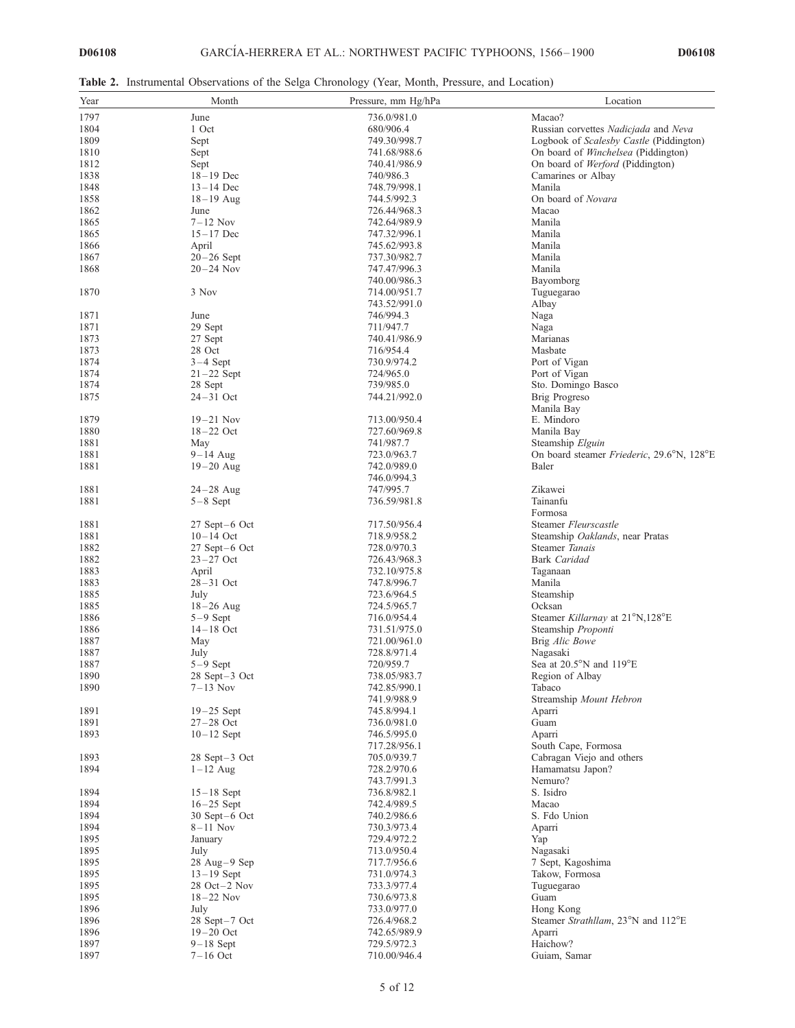**Table 2.** Instrumental Observations of the Selga Chronology (Year, Month, Pressure, and Location)

| Year | Month | Pressure, mm Hg/hPa | Location |
|---|---|---|---|
| 1797 | June | 736.0/981.0 | Macao? |
| 1804 | 1 Oct | 680/906.4 | Russian corvettes *Nadicjada* and *Neva* |
| 1809 | Sept | 749.30/998.7 | Logbook of *Scalesby Castle* (Piddington) |
| 1810 | Sept | 741.68/988.6 | On board of *Winchelsea* (Piddington) |
| 1812 | Sept | 740.41/986.9 | On board of *Werford* (Piddington) |
| 1838 | 18–19 Dec | 740/986.3 | Camarines or Albay |
| 1848 | 13–14 Dec | 748.79/998.1 | Manila |
| 1858 | 18–19 Aug | 744.5/992.3 | On board of *Novara* |
| 1862 | June | 726.44/968.3 | Macao |
| 1865 | 7–12 Nov | 742.64/989.9 | Manila |
| 1865 | 15–17 Dec | 747.32/996.1 | Manila |
| 1866 | April | 745.62/993.8 | Manila |
| 1867 | 20–26 Sept | 737.30/982.7 | Manila |
| 1868 | 20–24 Nov | 747.47/996.3 | Manila |
| | | 740.00/986.3 | Bayomborg |
| 1870 | 3 Nov | 714.00/951.7 | Tuguegarao |
| | | 743.52/991.0 | Albay |
| 1871 | June | 746/994.3 | Naga |
| 1871 | 29 Sept | 711/947.7 | Naga |
| 1873 | 27 Sept | 740.41/986.9 | Marianas |
| 1873 | 28 Oct | 716/954.4 | Masbate |
| 1874 | 3–4 Sept | 730.9/974.2 | Port of Vigan |
| 1874 | 21–22 Sept | 724/965.0 | Port of Vigan |
| 1874 | 28 Sept | 739/985.0 | Sto. Domingo Basco |
| 1875 | 24–31 Oct | 744.21/992.0 | Brig Progreso |
| | | | Manila Bay |
| 1879 | 19–21 Nov | 713.00/950.4 | E. Mindoro |
| 1880 | 18–22 Oct | 727.60/969.8 | Manila Bay |
| 1881 | May | 741/987.7 | Steamship *Elguin* |
| 1881 | 9–14 Aug | 723.0/963.7 | On board steamer *Friederic*, 29.6°N, 128°E |
| 1881 | 19–20 Aug | 742.0/989.0 | Baler |
| | | 746.0/994.3 | |
| 1881 | 24–28 Aug | 747/995.7 | Zikawei |
| 1881 | 5–8 Sept | 736.59/981.8 | Tainanfu |
| | | | Formosa |
| 1881 | 27 Sept–6 Oct | 717.50/956.4 | Steamer *Fleurscastle* |
| 1881 | 10–14 Oct | 718.9/958.2 | Steamship *Oaklands*, near Pratas |
| 1882 | 27 Sept–6 Oct | 728.0/970.3 | Steamer *Tanais* |
| 1882 | 23–27 Oct | 726.43/968.3 | Bark *Caridad* |
| 1883 | April | 732.10/975.8 | Taganaan |
| 1883 | 28–31 Oct | 747.8/996.7 | Manila |
| 1885 | July | 723.6/964.5 | Steamship |
| 1885 | 18–26 Aug | 724.5/965.7 | Ocksan |
| 1886 | 5–9 Sept | 716.0/954.4 | Steamer *Killarnay* at 21°N,128°E |
| 1886 | 14–18 Oct | 731.51/975.0 | Steamship *Proponti* |
| 1887 | May | 721.00/961.0 | Brig *Alic Bowe* |
| 1887 | July | 728.8/971.4 | Nagasaki |
| 1887 | 5–9 Sept | 720/959.7 | Sea at 20.5°N and 119°E |
| 1890 | 28 Sept–3 Oct | 738.05/983.7 | Region of Albay |
| 1890 | 7–13 Nov | 742.85/990.1 | Tabaco |
| | | 741.9/988.9 | Streamship *Mount Hebron* |
| 1891 | 19–25 Sept | 745.8/994.1 | Aparri |
| 1891 | 27–28 Oct | 736.0/981.0 | Guam |
| 1893 | 10–12 Sept | 746.5/995.0 | Aparri |
| | | 717.28/956.1 | South Cape, Formosa |
| 1893 | 28 Sept–3 Oct | 705.0/939.7 | Cabragan Viejo and others |
| 1894 | 1–12 Aug | 728.2/970.6 | Hamamatsu Japon? |
| | | 743.7/991.3 | Nemuro? |
| 1894 | 15–18 Sept | 736.8/982.1 | S. Isidro |
| 1894 | 16–25 Sept | 742.4/989.5 | Macao |
| 1894 | 30 Sept–6 Oct | 740.2/986.6 | S. Fdo Union |
| 1894 | 8–11 Nov | 730.3/973.4 | Aparri |
| 1895 | January | 729.4/972.2 | Yap |
| 1895 | July | 713.0/950.4 | Nagasaki |
| 1895 | 28 Aug–9 Sep | 717.7/956.6 | 7 Sept, Kagoshima |
| 1895 | 13–19 Sept | 731.0/974.3 | Takow, Formosa |
| 1895 | 28 Oct–2 Nov | 733.3/977.4 | Tuguegarao |
| 1895 | 18–22 Nov | 730.6/973.8 | Guam |
| 1896 | July | 733.0/977.0 | Hong Kong |
| 1896 | 28 Sept–7 Oct | 726.4/968.2 | Steamer *Strathllam*, 23°N and 112°E |
| 1896 | 19–20 Oct | 742.65/989.9 | Aparri |
| 1897 | 9–18 Sept | 729.5/972.3 | Haichow? |
| 1897 | 7–16 Oct | 710.00/946.4 | Guiam, Samar |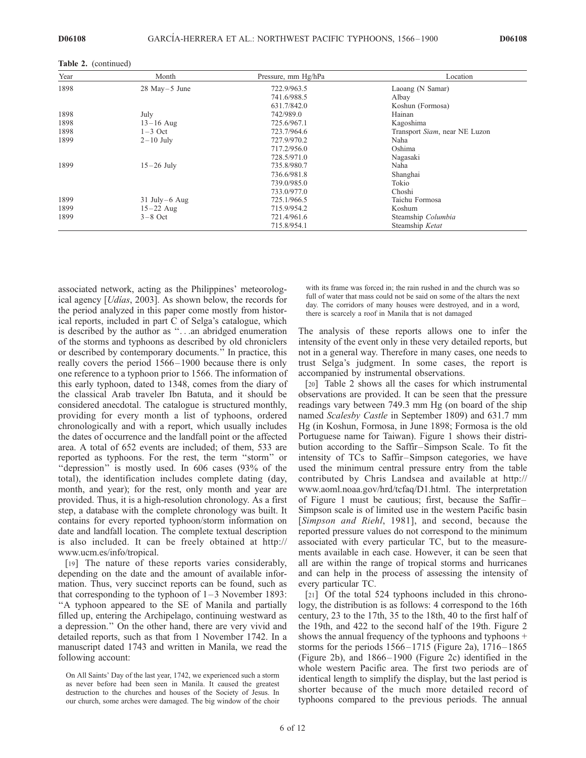**Table 2.** (continued)

| Year | Month | Pressure, mm Hg/hPa | Location |
|---|---|---|---|
| 1898 | 28 May–5 June | 722.9/963.5 | Laoang (N Samar) |
| | | 741.6/988.5 | Albay |
| | | 631.7/842.0 | Koshun (Formosa) |
| 1898 | July | 742/989.0 | Hainan |
| 1898 | 13–16 Aug | 725.6/967.1 | Kagoshima |
| 1898 | 1–3 Oct | 723.7/964.6 | Transport *Siam*, near NE Luzon |
| 1899 | 2–10 July | 727.9/970.2 | Naha |
| | | 717.2/956.0 | Oshima |
| | | 728.5/971.0 | Nagasaki |
| 1899 | 15–26 July | 735.8/980.7 | Naha |
| | | 736.6/981.8 | Shanghai |
| | | 739.0/985.0 | Tokio |
| | | 733.0/977.0 | Choshi |
| 1899 | 31 July–6 Aug | 725.1/966.5 | Taichu Formosa |
| 1899 | 15–22 Aug | 715.9/954.2 | Koshum |
| 1899 | 3–8 Oct | 721.4/961.6 | Steamship *Columbia* |
| | | 715.8/954.1 | Steamship *Ketat* |

associated network, acting as the Philippines' meteorological agency [*Udías*, 2003]. As shown below, the records for the period analyzed in this paper come mostly from historical reports, included in part C of Selga's catalogue, which is described by the author as "...an abridged enumeration of the storms and typhoons as described by old chroniclers or described by contemporary documents." In practice, this really covers the period 1566–1900 because there is only one reference to a typhoon prior to 1566. The information of this early typhoon, dated to 1348, comes from the diary of the classical Arab traveler Ibn Batuta, and it should be considered anecdotal. The catalogue is structured monthly, providing for every month a list of typhoons, ordered chronologically and with a report, which usually includes the dates of occurrence and the landfall point or the affected area. A total of 652 events are included; of them, 533 are reported as typhoons. For the rest, the term "storm" or "depression" is mostly used. In 606 cases (93% of the total), the identification includes complete dating (day, month, and year); for the rest, only month and year are provided. Thus, it is a high-resolution chronology. As a first step, a database with the complete chronology was built. It contains for every reported typhoon/storm information on date and landfall location. The complete textual description is also included. It can be freely obtained at http://www.ucm.es/info/tropical.

[19] The nature of these reports varies considerably, depending on the date and the amount of available information. Thus, very succinct reports can be found, such as that corresponding to the typhoon of 1–3 November 1893: "A typhoon appeared to the SE of Manila and partially filled up, entering the Archipelago, continuing westward as a depression." On the other hand, there are very vivid and detailed reports, such as that from 1 November 1742. In a manuscript dated 1743 and written in Manila, we read the following account:

> On All Saints' Day of the last year, 1742, we experienced such a storm as never before had been seen in Manila. It caused the greatest destruction to the churches and houses of the Society of Jesus. In our church, some arches were damaged. The big window of the choir with its frame was forced in; the rain rushed in and the church was so full of water that mass could not be said on some of the altars the next day. The corridors of many houses were destroyed, and in a word, there is scarcely a roof in Manila that is not damaged

The analysis of these reports allows one to infer the intensity of the event only in these very detailed reports, but not in a general way. Therefore in many cases, one needs to trust Selga's judgment. In some cases, the report is accompanied by instrumental observations.

[20] Table 2 shows all the cases for which instrumental observations are provided. It can be seen that the pressure readings vary between 749.3 mm Hg (on board of the ship named *Scalesby Castle* in September 1809) and 631.7 mm Hg (in Koshun, Formosa, in June 1898; Formosa is the old Portuguese name for Taiwan). Figure 1 shows their distribution according to the Saffir–Simpson Scale. To fit the intensity of TCs to Saffir–Simpson categories, we have used the minimum central pressure entry from the table contributed by Chris Landsea and available at http://www.aoml.noaa.gov/hrd/tcfaq/D1.html. The interpretation of Figure 1 must be cautious; first, because the Saffir–Simpson scale is of limited use in the western Pacific basin [*Simpson and Riehl*, 1981], and second, because the reported pressure values do not correspond to the minimum associated with every particular TC, but to the measurements available in each case. However, it can be seen that all are within the range of tropical storms and hurricanes and can help in the process of assessing the intensity of every particular TC.

[21] Of the total 524 typhoons included in this chronology, the distribution is as follows: 4 correspond to the 16th century, 23 to the 17th, 35 to the 18th, 40 to the first half of the 19th, and 422 to the second half of the 19th. Figure 2 shows the annual frequency of the typhoons and typhoons + storms for the periods 1566–1715 (Figure 2a), 1716–1865 (Figure 2b), and 1866–1900 (Figure 2c) identified in the whole western Pacific area. The first two periods are of identical length to simplify the display, but the last period is shorter because of the much more detailed record of typhoons compared to the previous periods. The annual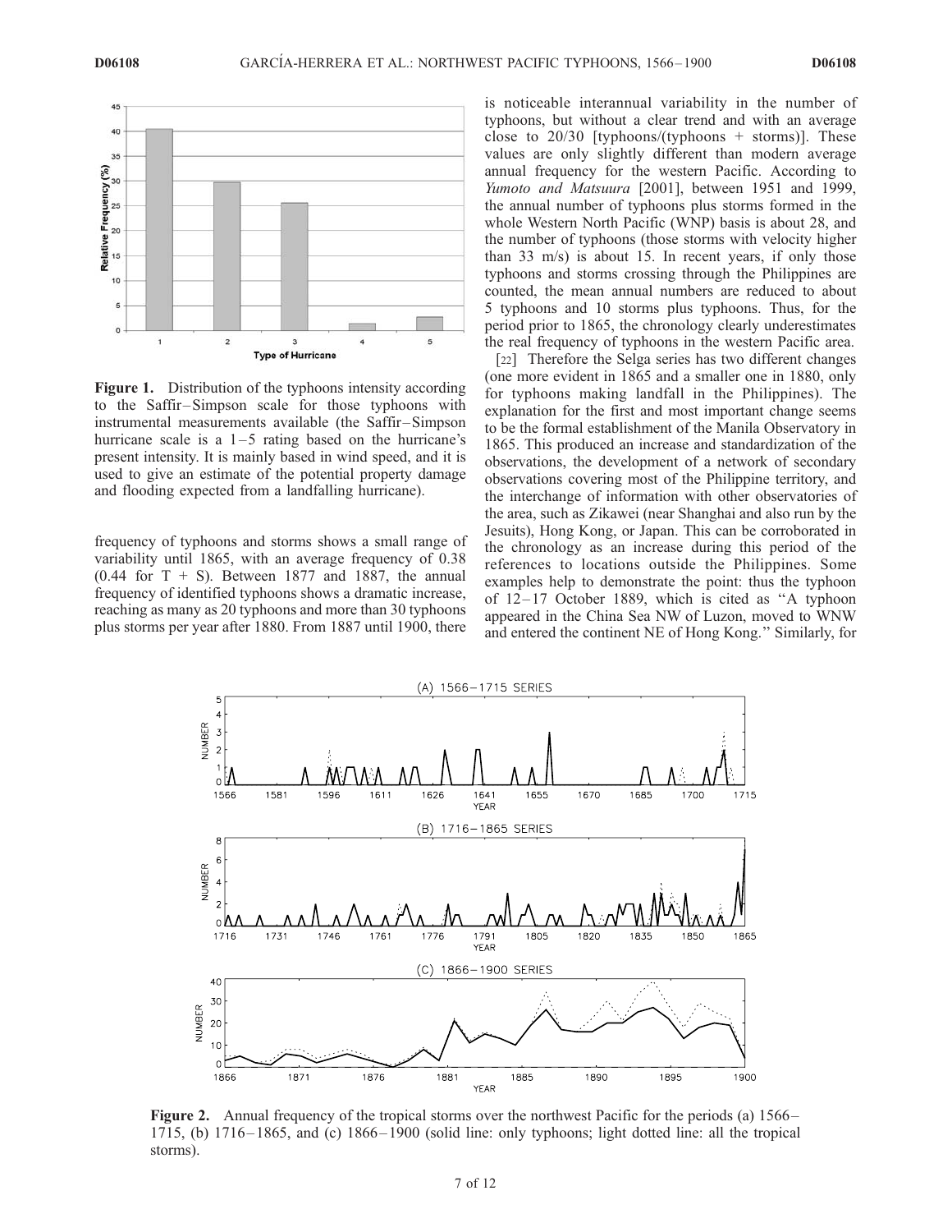**Figure 1.** Distribution of the typhoons intensity according to the Saffir–Simpson scale for those typhoons with instrumental measurements available (the Saffir–Simpson hurricane scale is a 1–5 rating based on the hurricane's present intensity. It is mainly based in wind speed, and it is used to give an estimate of the potential property damage and flooding expected from a landfalling hurricane).

frequency of typhoons and storms shows a small range of variability until 1865, with an average frequency of 0.38 (0.44 for T + S). Between 1877 and 1887, the annual frequency of identified typhoons shows a dramatic increase, reaching as many as 20 typhoons and more than 30 typhoons plus storms per year after 1880. From 1887 until 1900, there is noticeable interannual variability in the number of typhoons, but without a clear trend and with an average close to 20/30 [typhoons/(typhoons + storms)]. These values are only slightly different than modern average annual frequency for the western Pacific. According to *Yumoto and Matsuura* [2001], between 1951 and 1999, the annual number of typhoons plus storms formed in the whole Western North Pacific (WNP) basis is about 28, and the number of typhoons (those storms with velocity higher than 33 m/s) is about 15. In recent years, if only those typhoons and storms crossing through the Philippines are counted, the mean annual numbers are reduced to about 5 typhoons and 10 storms plus typhoons. Thus, for the period prior to 1865, the chronology clearly underestimates the real frequency of typhoons in the western Pacific area.

[22] Therefore the Selga series has two different changes (one more evident in 1865 and a smaller one in 1880, only for typhoons making landfall in the Philippines). The explanation for the first and most important change seems to be the formal establishment of the Manila Observatory in 1865. This produced an increase and standardization of the observations, the development of a network of secondary observations covering most of the Philippine territory, and the interchange of information with other observatories of the area, such as Zikawei (near Shanghai and also run by the Jesuits), Hong Kong, or Japan. This can be corroborated in the chronology as an increase during this period of the references to locations outside the Philippines. Some examples help to demonstrate the point: thus the typhoon of 12–17 October 1889, which is cited as "A typhoon appeared in the China Sea NW of Luzon, moved to WNW and entered the continent NE of Hong Kong." Similarly, for

**Figure 2.** Annual frequency of the tropical storms over the northwest Pacific for the periods (a) 1566–1715, (b) 1716–1865, and (c) 1866–1900 (solid line: only typhoons; light dotted line: all the tropical storms).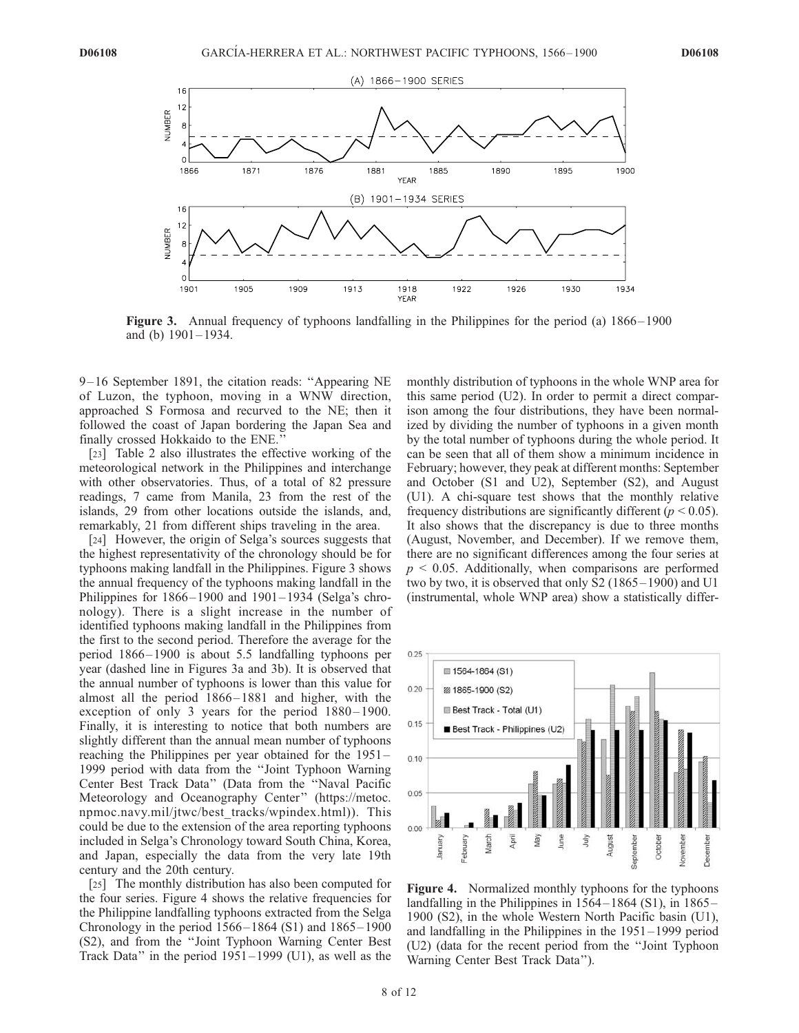**Figure 3.** Annual frequency of typhoons landfalling in the Philippines for the period (a) 1866–1900 and (b) 1901–1934.

9–16 September 1891, the citation reads: "Appearing NE of Luzon, the typhoon, moving in a WNW direction, approached S Formosa and recurved to the NE; then it followed the coast of Japan bordering the Japan Sea and finally crossed Hokkaido to the ENE."

[23] Table 2 also illustrates the effective working of the meteorological network in the Philippines and interchange with other observatories. Thus, of a total of 82 pressure readings, 7 came from Manila, 23 from the rest of the islands, 29 from other locations outside the islands, and, remarkably, 21 from different ships traveling in the area.

[24] However, the origin of Selga's sources suggests that the highest representativity of the chronology should be for typhoons making landfall in the Philippines. Figure 3 shows the annual frequency of the typhoons making landfall in the Philippines for 1866–1900 and 1901–1934 (Selga's chronology). There is a slight increase in the number of identified typhoons making landfall in the Philippines from the first to the second period. Therefore the average for the period 1866–1900 is about 5.5 landfalling typhoons per year (dashed line in Figures 3a and 3b). It is observed that the annual number of typhoons is lower than this value for almost all the period 1866–1881 and higher, with the exception of only 3 years for the period 1880–1900. Finally, it is interesting to notice that both numbers are slightly different than the annual mean number of typhoons reaching the Philippines per year obtained for the 1951–1999 period with data from the "Joint Typhoon Warning Center Best Track Data" (Data from the "Naval Pacific Meteorology and Oceanography Center" (https://metoc.npmoc.navy.mil/jtwc/best_tracks/wpindex.html)). This could be due to the extension of the area reporting typhoons included in Selga's Chronology toward South China, Korea, and Japan, especially the data from the very late 19th century and the 20th century.

[25] The monthly distribution has also been computed for the four series. Figure 4 shows the relative frequencies for the Philippine landfalling typhoons extracted from the Selga Chronology in the period 1566–1864 (S1) and 1865–1900 (S2), and from the "Joint Typhoon Warning Center Best Track Data" in the period 1951–1999 (U1), as well as the monthly distribution of typhoons in the whole WNP area for this same period (U2). In order to permit a direct comparison among the four distributions, they have been normalized by dividing the number of typhoons in a given month by the total number of typhoons during the whole period. It can be seen that all of them show a minimum incidence in February; however, they peak at different months: September and October (S1 and U2), September (S2), and August (U1). A chi-square test shows that the monthly relative frequency distributions are significantly different ($p < 0.05$). It also shows that the discrepancy is due to three months (August, November, and December). If we remove them, there are no significant differences among the four series at $p < 0.05$. Additionally, when comparisons are performed two by two, it is observed that only S2 (1865–1900) and U1 (instrumental, whole WNP area) show a statistically differ-

**Figure 4.** Normalized monthly typhoons for the typhoons landfalling in the Philippines in 1564–1864 (S1), in 1865–1900 (S2), in the whole Western North Pacific basin (U1), and landfalling in the Philippines in the 1951–1999 period (U2) (data for the recent period from the "Joint Typhoon Warning Center Best Track Data").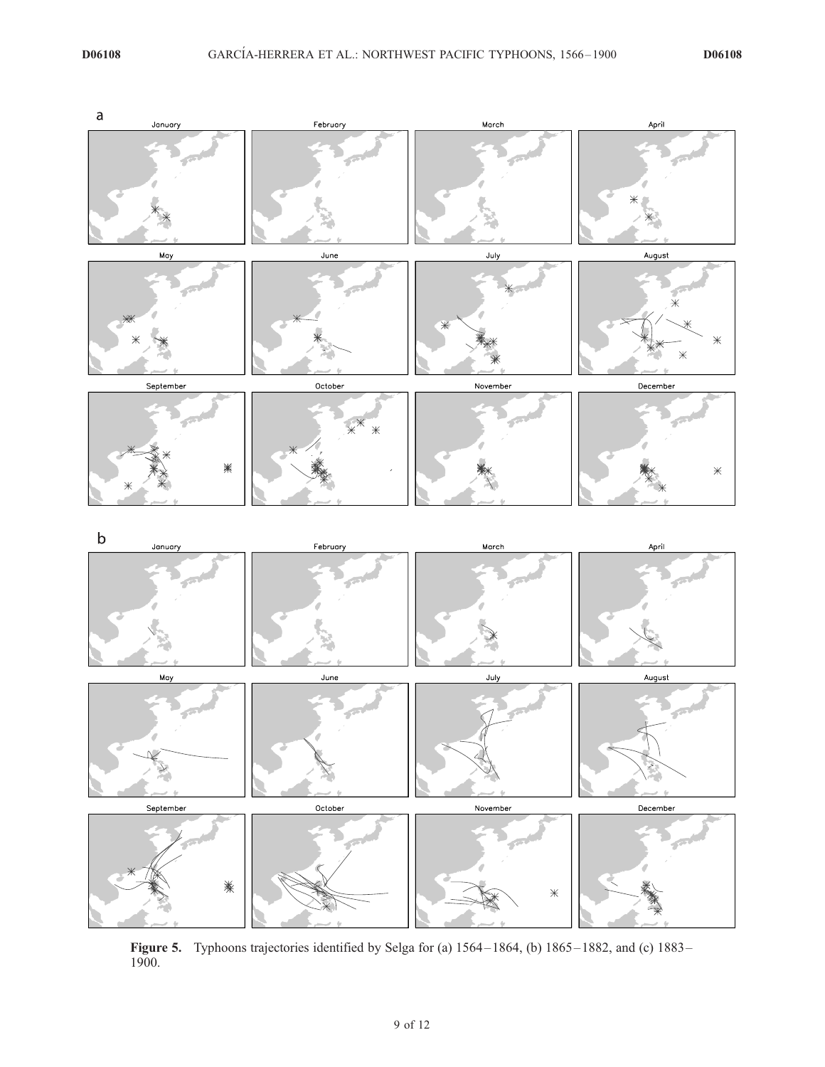**Figure 5.** Typhoons trajectories identified by Selga for (a) 1564–1864, (b) 1865–1882, and (c) 1883–1900.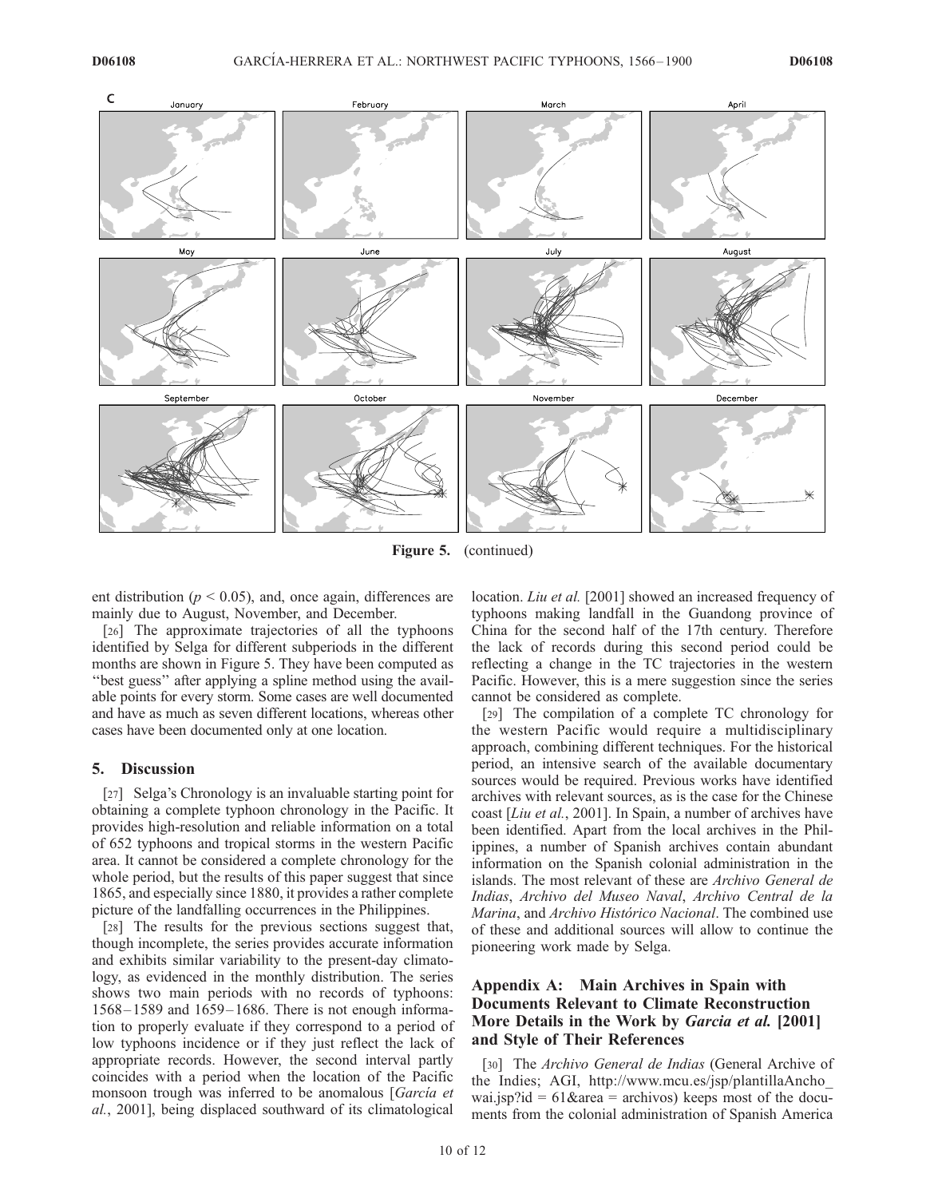Figure 5. (continued)

ent distribution ($p < 0.05$), and, once again, differences are mainly due to August, November, and December.

[26] The approximate trajectories of all the typhoons identified by Selga for different subperiods in the different months are shown in Figure 5. They have been computed as "best guess" after applying a spline method using the available points for every storm. Some cases are well documented and have as much as seven different locations, whereas other cases have been documented only at one location.

## 5. Discussion

[27] Selga's Chronology is an invaluable starting point for obtaining a complete typhoon chronology in the Pacific. It provides high-resolution and reliable information on a total of 652 typhoons and tropical storms in the western Pacific area. It cannot be considered a complete chronology for the whole period, but the results of this paper suggest that since 1865, and especially since 1880, it provides a rather complete picture of the landfalling occurrences in the Philippines.

[28] The results for the previous sections suggest that, though incomplete, the series provides accurate information and exhibits similar variability to the present-day climatology, as evidenced in the monthly distribution. The series shows two main periods with no records of typhoons: 1568–1589 and 1659–1686. There is not enough information to properly evaluate if they correspond to a period of low typhoons incidence or if they just reflect the lack of appropriate records. However, the second interval partly coincides with a period when the location of the Pacific monsoon trough was inferred to be anomalous [*García et al.*, 2001], being displaced southward of its climatological location. *Liu et al.* [2001] showed an increased frequency of typhoons making landfall in the Guandong province of China for the second half of the 17th century. Therefore the lack of records during this second period could be reflecting a change in the TC trajectories in the western Pacific. However, this is a mere suggestion since the series cannot be considered as complete.

[29] The compilation of a complete TC chronology for the western Pacific would require a multidisciplinary approach, combining different techniques. For the historical period, an intensive search of the available documentary sources would be required. Previous works have identified archives with relevant sources, as is the case for the Chinese coast [*Liu et al.*, 2001]. In Spain, a number of archives have been identified. Apart from the local archives in the Philippines, a number of Spanish archives contain abundant information on the Spanish colonial administration in the islands. The most relevant of these are *Archivo General de Indias*, *Archivo del Museo Naval*, *Archivo Central de la Marina*, and *Archivo Histórico Nacional*. The combined use of these and additional sources will allow to continue the pioneering work made by Selga.

## Appendix A: Main Archives in Spain with Documents Relevant to Climate Reconstruction More Details in the Work by *Garcia et al.* [2001] and Style of Their References

[30] The *Archivo General de Indias* (General Archive of the Indies; AGI, http://www.mcu.es/jsp/plantillaAncho_wai.jsp?id = 61&area = archivos) keeps most of the documents from the colonial administration of Spanish America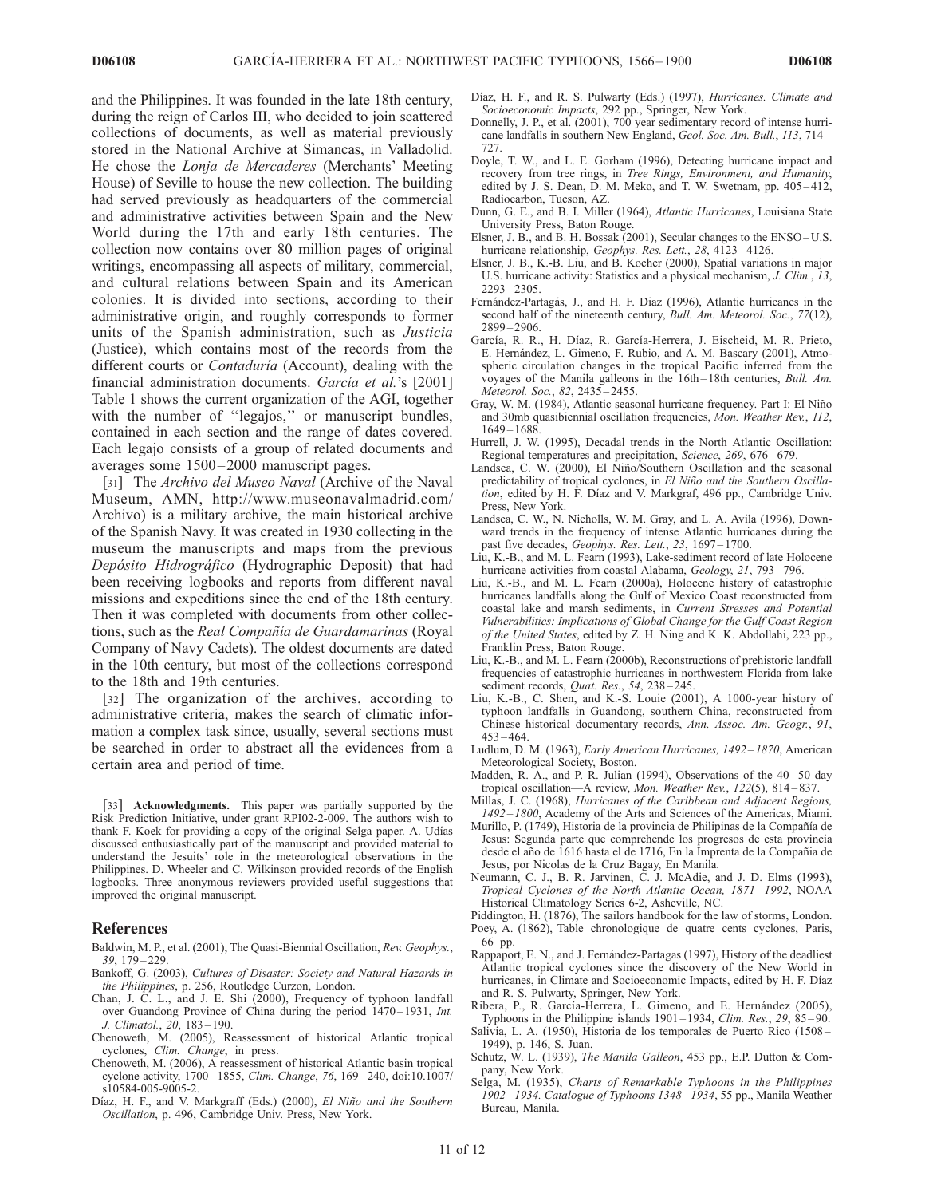and the Philippines. It was founded in the late 18th century, during the reign of Carlos III, who decided to join scattered collections of documents, as well as material previously stored in the National Archive at Simancas, in Valladolid. He chose the *Lonja de Mercaderes* (Merchants' Meeting House) of Seville to house the new collection. The building had served previously as headquarters of the commercial and administrative activities between Spain and the New World during the 17th and early 18th centuries. The collection now contains over 80 million pages of original writings, encompassing all aspects of military, commercial, and cultural relations between Spain and its American colonies. It is divided into sections, according to their administrative origin, and roughly corresponds to former units of the Spanish administration, such as *Justicia* (Justice), which contains most of the records from the different courts or *Contaduría* (Account), dealing with the financial administration documents. *García et al.*'s [2001] Table 1 shows the current organization of the AGI, together with the number of ''legajos,'' or manuscript bundles, contained in each section and the range of dates covered. Each legajo consists of a group of related documents and averages some 1500–2000 manuscript pages.

[31] The *Archivo del Museo Naval* (Archive of the Naval Museum, AMN, http://www.museonavalmadrid.com/Archivo) is a military archive, the main historical archive of the Spanish Navy. It was created in 1930 collecting in the museum the manuscripts and maps from the previous *Depósito Hidrográfico* (Hydrographic Deposit) that had been receiving logbooks and reports from different naval missions and expeditions since the end of the 18th century. Then it was completed with documents from other collections, such as the *Real Compañía de Guardamarinas* (Royal Company of Navy Cadets). The oldest documents are dated in the 10th century, but most of the collections correspond to the 18th and 19th centuries.

[32] The organization of the archives, according to administrative criteria, makes the search of climatic information a complex task since, usually, several sections must be searched in order to abstract all the evidences from a certain area and period of time.

[33] **Acknowledgments.** This paper was partially supported by the Risk Prediction Initiative, under grant RPI02-2-009. The authors wish to thank F. Koek for providing a copy of the original Selga paper. A. Udías discussed enthusiastically part of the manuscript and provided material to understand the Jesuits' role in the meteorological observations in the Philippines. D. Wheeler and C. Wilkinson provided records of the English logbooks. Three anonymous reviewers provided useful suggestions that improved the original manuscript.

## References

Baldwin, M. P., et al. (2001), The Quasi-Biennial Oscillation, *Rev. Geophys.*, *39*, 179–229.

Bankoff, G. (2003), *Cultures of Disaster: Society and Natural Hazards in the Philippines*, p. 256, Routledge Curzon, London.

Chan, J. C. L., and J. E. Shi (2000), Frequency of typhoon landfall over Guandong Province of China during the period 1470–1931, *Int. J. Climatol.*, *20*, 183–190.

Chenoweth, M. (2005), Reassessment of historical Atlantic tropical cyclones, *Clim. Change*, in press.

Chenoweth, M. (2006), A reassessment of historical Atlantic basin tropical cyclone activity, 1700–1855, *Clim. Change*, *76*, 169–240, doi:10.1007/s10584-005-9005-2.

Díaz, H. F., and V. Markgraff (Eds.) (2000), *El Niño and the Southern Oscillation*, p. 496, Cambridge Univ. Press, New York.

Díaz, H. F., and R. S. Pulwarty (Eds.) (1997), *Hurricanes. Climate and Socioeconomic Impacts*, 292 pp., Springer, New York.

Donnelly, J. P., et al. (2001), 700 year sedimentary record of intense hurricane landfalls in southern New England, *Geol. Soc. Am. Bull.*, *113*, 714–727.

Doyle, T. W., and L. E. Gorham (1996), Detecting hurricane impact and recovery from tree rings, in *Tree Rings, Environment, and Humanity*, edited by J. S. Dean, D. M. Meko, and T. W. Swetnam, pp. 405–412, Radiocarbon, Tucson, AZ.

Dunn, G. E., and B. I. Miller (1964), *Atlantic Hurricanes*, Louisiana State University Press, Baton Rouge.

Elsner, J. B., and B. H. Bossak (2001), Secular changes to the ENSO–U.S. hurricane relationship, *Geophys. Res. Lett.*, *28*, 4123–4126.

Elsner, J. B., K.-B. Liu, and B. Kocher (2000), Spatial variations in major U.S. hurricane activity: Statistics and a physical mechanism, *J. Clim.*, *13*, 2293–2305.

Fernández-Partagás, J., and H. F. Diaz (1996), Atlantic hurricanes in the second half of the nineteenth century, *Bull. Am. Meteorol. Soc.*, *77*(12), 2899–2906.

García, R. R., H. Díaz, R. García-Herrera, J. Eischeid, M. R. Prieto, E. Hernández, L. Gimeno, F. Rubio, and A. M. Bascary (2001), Atmospheric circulation changes in the tropical Pacific inferred from the voyages of the Manila galleons in the 16th–18th centuries, *Bull. Am. Meteorol. Soc.*, *82*, 2435–2455.

Gray, W. M. (1984), Atlantic seasonal hurricane frequency. Part I: El Niño and 30mb quasibiennial oscillation frequencies, *Mon. Weather Rev.*, *112*, 1649–1688.

Hurrell, J. W. (1995), Decadal trends in the North Atlantic Oscillation: Regional temperatures and precipitation, *Science*, *269*, 676–679.

Landsea, C. W. (2000), El Niño/Southern Oscillation and the seasonal predictability of tropical cyclones, in *El Niño and the Southern Oscillation*, edited by H. F. Díaz and V. Markgraf, 496 pp., Cambridge Univ. Press, New York.

Landsea, C. W., N. Nicholls, W. M. Gray, and L. A. Avila (1996), Downward trends in the frequency of intense Atlantic hurricanes during the past five decades, *Geophys. Res. Lett.*, *23*, 1697–1700.

Liu, K.-B., and M. L. Fearn (1993), Lake-sediment record of late Holocene hurricane activities from coastal Alabama, *Geology*, *21*, 793–796.

Liu, K.-B., and M. L. Fearn (2000a), Holocene history of catastrophic hurricanes landfalls along the Gulf of Mexico Coast reconstructed from coastal lake and marsh sediments, in *Current Stresses and Potential Vulnerabilities: Implications of Global Change for the Gulf Coast Region of the United States*, edited by Z. H. Ning and K. K. Abdollahi, 223 pp., Franklin Press, Baton Rouge.

Liu, K.-B., and M. L. Fearn (2000b), Reconstructions of prehistoric landfall frequencies of catastrophic hurricanes in northwestern Florida from lake sediment records, *Quat. Res.*, *54*, 238–245.

Liu, K.-B., C. Shen, and K.-S. Louie (2001), A 1000-year history of typhoon landfalls in Guandong, southern China, reconstructed from Chinese historical documentary records, *Ann. Assoc. Am. Geogr.*, *91*, 453–464.

Ludlum, D. M. (1963), *Early American Hurricanes, 1492–1870*, American Meteorological Society, Boston.

Madden, R. A., and P. R. Julian (1994), Observations of the 40–50 day tropical oscillation—A review, *Mon. Weather Rev.*, *122*(5), 814–837.

Millas, J. C. (1968), *Hurricanes of the Caribbean and Adjacent Regions, 1492–1800*, Academy of the Arts and Sciences of the Americas, Miami.

Murillo, P. (1749), Historia de la provincia de Philipinas de la Compañía de Jesus: Segunda parte que comprehende los progresos de esta provincia desde el año de 1616 hasta el de 1716, En la Imprenta de la Compañía de Jesus, por Nicolas de la Cruz Bagay, En Manila.

Neumann, C. J., B. R. Jarvinen, C. J. McAdie, and J. D. Elms (1993), *Tropical Cyclones of the North Atlantic Ocean, 1871–1992*, NOAA Historical Climatology Series 6-2, Asheville, NC.

Piddington, H. (1876), The sailors handbook for the law of storms, London.

Poey, A. (1862), Table chronologique de quatre cents cyclones, Paris, 66 pp.

Rappaport, E. N., and J. Fernández-Partagas (1997), History of the deadliest Atlantic tropical cyclones since the discovery of the New World in hurricanes, in Climate and Socioeconomic Impacts, edited by H. F. Díaz and R. S. Pulwarty, Springer, New York.

Ribera, P., R. García-Herrera, L. Gimeno, and E. Hernández (2005), Typhoons in the Philippine islands 1901–1934, *Clim. Res.*, *29*, 85–90.

Salivia, L. A. (1950), Historia de los temporales de Puerto Rico (1508–1949), p. 146, S. Juan.

Schutz, W. L. (1939), *The Manila Galleon*, 453 pp., E.P. Dutton & Company, New York.

Selga, M. (1935), *Charts of Remarkable Typhoons in the Philippines 1902–1934. Catalogue of Typhoons 1348–1934*, 55 pp., Manila Weather Bureau, Manila.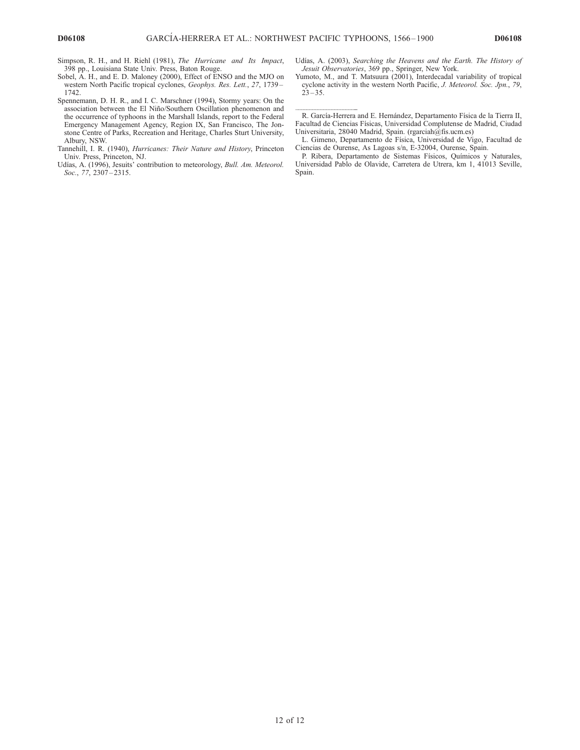Simpson, R. H., and H. Riehl (1981), *The Hurricane and Its Impact*, 398 pp., Louisiana State Univ. Press, Baton Rouge.

Sobel, A. H., and E. D. Maloney (2000), Effect of ENSO and the MJO on western North Pacific tropical cyclones, *Geophys. Res. Lett.*, *27*, 1739–1742.

Spennemann, D. H. R., and I. C. Marschner (1994), Stormy years: On the association between the El Niño/Southern Oscillation phenomenon and the occurrence of typhoons in the Marshall Islands, report to the Federal Emergency Management Agency, Region IX, San Francisco, The Jonstone Centre of Parks, Recreation and Heritage, Charles Sturt University, Albury, NSW.

Tannehill, I. R. (1940), *Hurricanes: Their Nature and History*, Princeton Univ. Press, Princeton, NJ.

Udías, A. (1996), Jesuits' contribution to meteorology, *Bull. Am. Meteorol. Soc.*, *77*, 2307–2315.

Udías, A. (2003), *Searching the Heavens and the Earth. The History of Jesuit Observatories*, 369 pp., Springer, New York.

Yumoto, M., and T. Matsuura (2001), Interdecadal variability of tropical cyclone activity in the western North Pacific, *J. Meteorol. Soc. Jpn.*, *79*, 23–35.

---

R. García-Herrera and E. Hernández, Departamento Física de la Tierra II, Facultad de Ciencias Físicas, Universidad Complutense de Madrid, Ciudad Universitaria, 28040 Madrid, Spain. (rgarciah@fis.ucm.es)

L. Gimeno, Departamento de Física, Universidad de Vigo, Facultad de Ciencias de Ourense, As Lagoas s/n, E-32004, Ourense, Spain.

P. Ribera, Departamento de Sistemas Físicos, Químicos y Naturales, Universidad Pablo de Olavide, Carretera de Utrera, km 1, 41013 Seville, Spain.